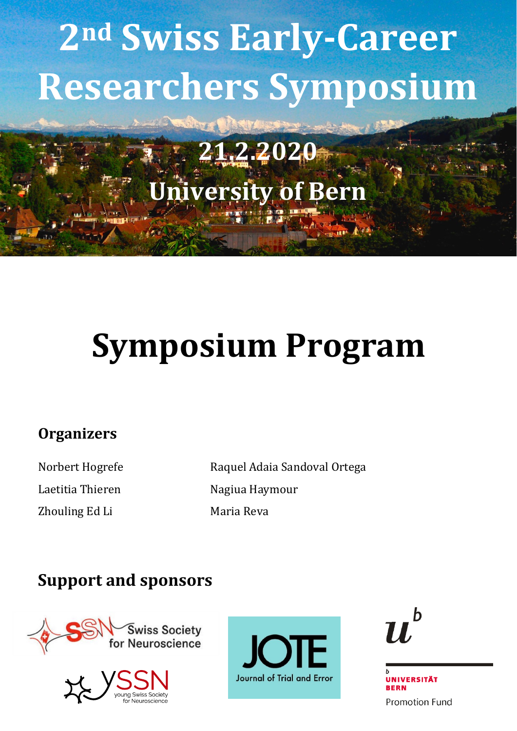# 2nd Swiss Early-Career Researchers Symposium

21.2.2020

University of Bern

# Symposium Program

## Organizers

Norbert Hogrefe

Laetitia Thieren

Zhouling Ed Li

Raquel Adaia Sandoval Ortega

Nagiua Haymour

Maria Reva

## Support and sponsors

Swiss Society for Neuroscience

YSSN young Swiss Society for Neuroscience

JOTE Journal of Trial and Error

Universität Bern Promotion Fund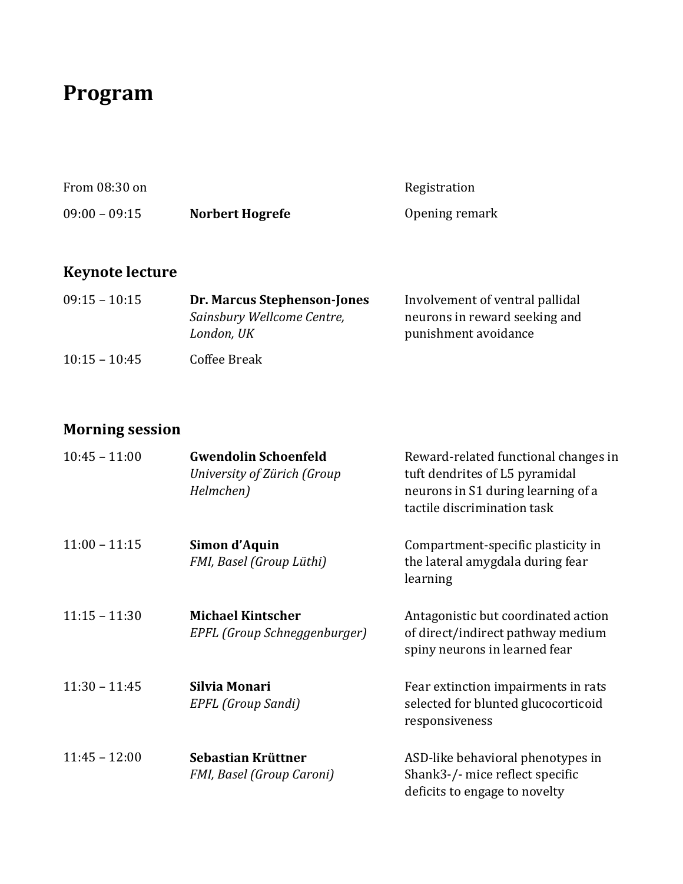# Program

| | | |
|---|---|---|
| From 08:30 on | | Registration |
| 09:00 – 09:15 | **Norbert Hogrefe** | Opening remark |

## Keynote lecture

| | | |
|---|---|---|
| 09:15 – 10:15 | **Dr. Marcus Stephenson-Jones** *Sainsbury Wellcome Centre, London, UK* | Involvement of ventral pallidal neurons in reward seeking and punishment avoidance |
| 10:15 – 10:45 | Coffee Break | |

## Morning session

| | | |
|---|---|---|
| 10:45 – 11:00 | **Gwendolin Schoenfeld** *University of Zürich (Group Helmchen)* | Reward-related functional changes in tuft dendrites of L5 pyramidal neurons in S1 during learning of a tactile discrimination task |
| 11:00 – 11:15 | **Simon d'Aquin** *FMI, Basel (Group Lüthi)* | Compartment-specific plasticity in the lateral amygdala during fear learning |
| 11:15 – 11:30 | **Michael Kintscher** *EPFL (Group Schneggenburger)* | Antagonistic but coordinated action of direct/indirect pathway medium spiny neurons in learned fear |
| 11:30 – 11:45 | **Silvia Monari** *EPFL (Group Sandi)* | Fear extinction impairments in rats selected for blunted glucocorticoid responsiveness |
| 11:45 – 12:00 | **Sebastian Krüttner** *FMI, Basel (Group Caroni)* | ASD-like behavioral phenotypes in Shank3-/- mice reflect specific deficits to engage to novelty |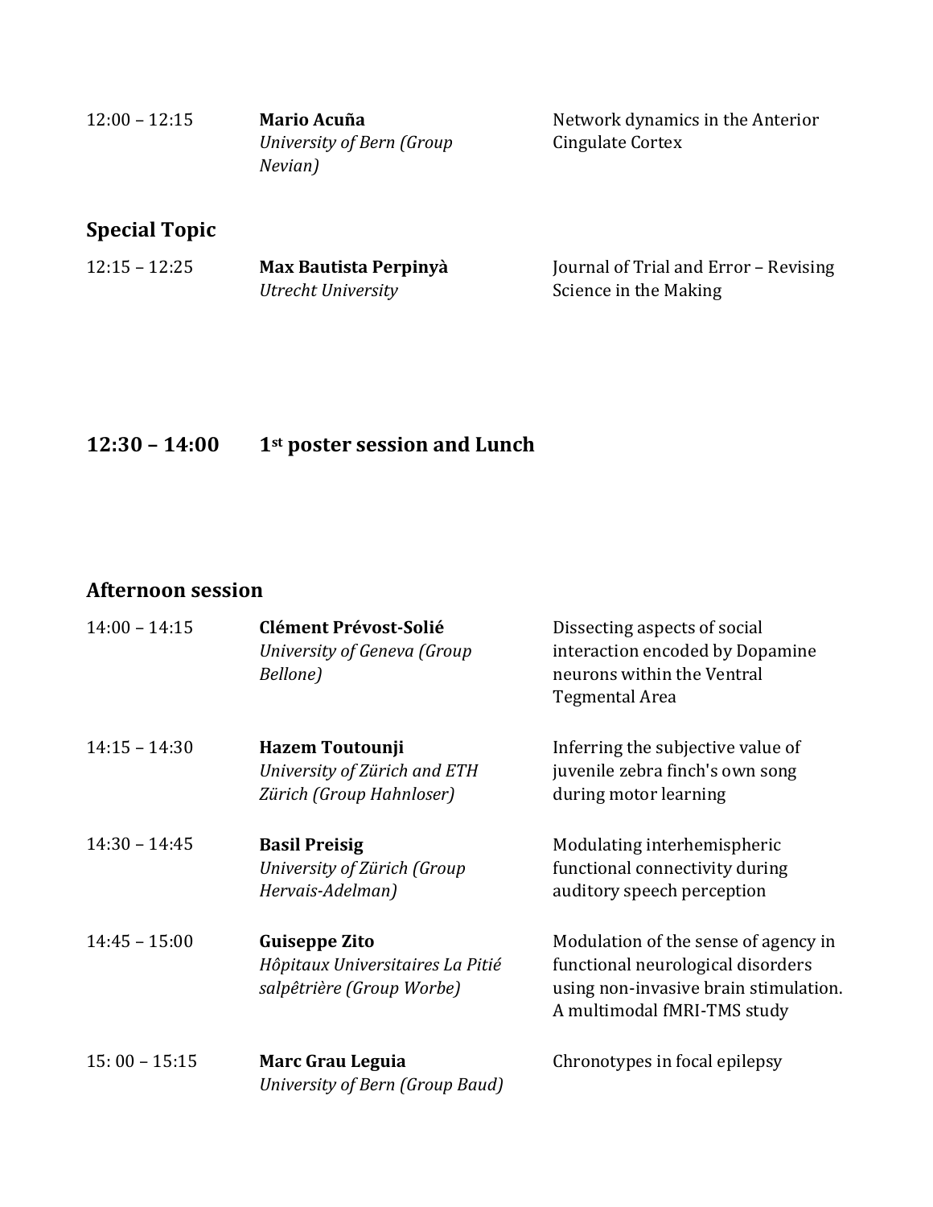| | | |
|---|---|---|
| 12:00 – 12:15 | **Mario Acuña**<br>*University of Bern (Group Nevian)* | Network dynamics in the Anterior Cingulate Cortex |

## Special Topic

| | | |
|---|---|---|
| 12:15 – 12:25 | **Max Bautista Perpinyà**<br>*Utrecht University* | Journal of Trial and Error – Revising Science in the Making |

## 12:30 – 14:00 1st poster session and Lunch

## Afternoon session

| | | |
|---|---|---|
| 14:00 – 14:15 | **Clément Prévost-Solié**<br>*University of Geneva (Group Bellone)* | Dissecting aspects of social interaction encoded by Dopamine neurons within the Ventral Tegmental Area |
| 14:15 – 14:30 | **Hazem Toutounji**<br>*University of Zürich and ETH Zürich (Group Hahnloser)* | Inferring the subjective value of juvenile zebra finch's own song during motor learning |
| 14:30 – 14:45 | **Basil Preisig**<br>*University of Zürich (Group Hervais-Adelman)* | Modulating interhemispheric functional connectivity during auditory speech perception |
| 14:45 – 15:00 | **Guiseppe Zito**<br>*Hôpitaux Universitaires La Pitié salpêtrière (Group Worbe)* | Modulation of the sense of agency in functional neurological disorders using non-invasive brain stimulation. A multimodal fMRI-TMS study |
| 15: 00 – 15:15 | **Marc Grau Leguia**<br>*University of Bern (Group Baud)* | Chronotypes in focal epilepsy |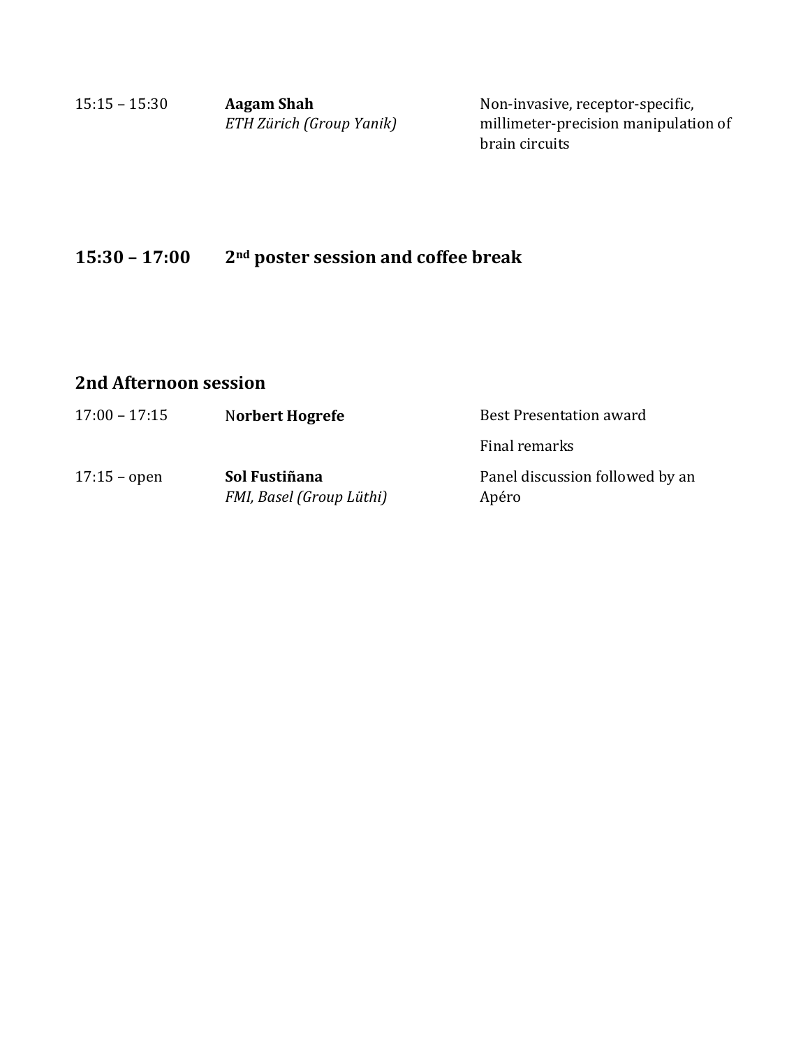| | | |
|---|---|---|
| 15:15 – 15:30 | **Aagam Shah**<br>*ETH Zürich (Group Yanik)* | Non-invasive, receptor-specific, millimeter-precision manipulation of brain circuits |

## 15:30 – 17:00 2nd poster session and coffee break

## 2nd Afternoon session

| | | |
|---|---|---|
| 17:00 – 17:15 | **Norbert Hogrefe** | Best Presentation award<br><br>Final remarks |
| 17:15 – open | **Sol Fustiñana**<br>*FMI, Basel (Group Lüthi)* | Panel discussion followed by an Apéro |